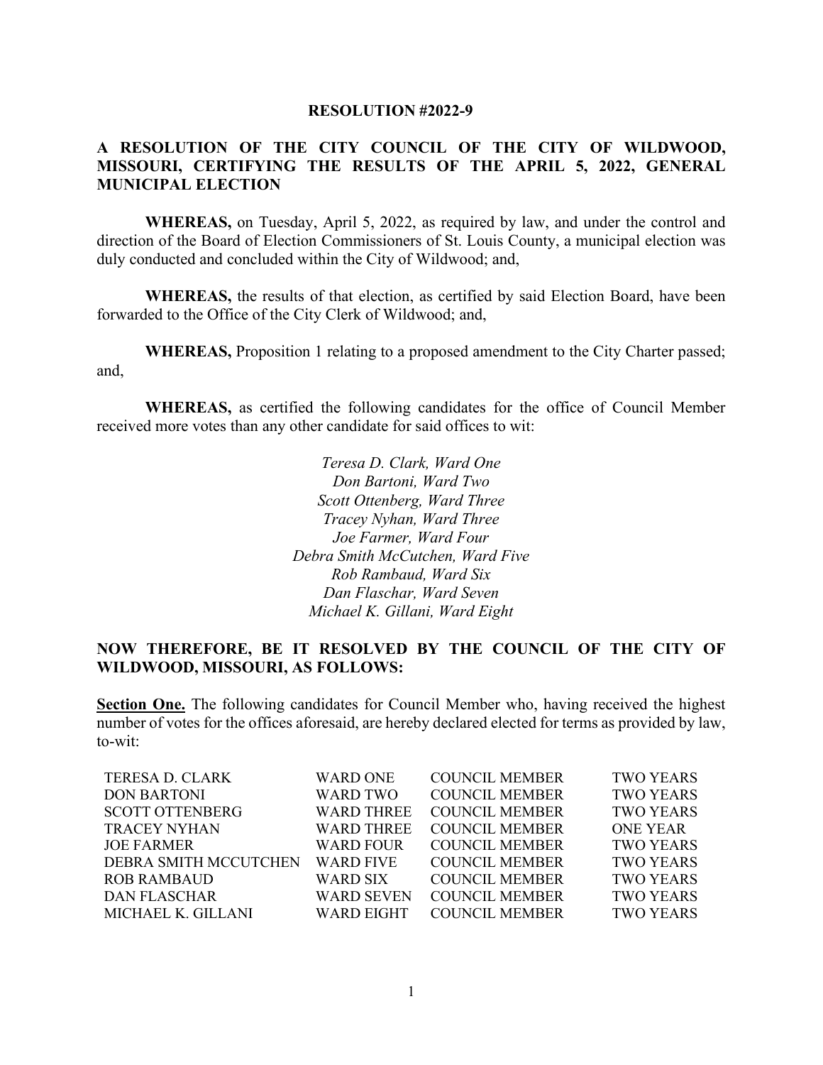# RESOLUTION #2022-9

## A RESOLUTION OF THE CITY COUNCIL OF THE CITY OF WILDWOOD, MISSOURI, CERTIFYING THE RESULTS OF THE APRIL 5, 2022, GENERAL MUNICIPAL ELECTION

**WHEREAS,** on Tuesday, April 5, 2022, as required by law, and under the control and direction of the Board of Election Commissioners of St. Louis County, a municipal election was duly conducted and concluded within the City of Wildwood; and,

**WHEREAS,** the results of that election, as certified by said Election Board, have been forwarded to the Office of the City Clerk of Wildwood; and,

**WHEREAS,** Proposition 1 relating to a proposed amendment to the City Charter passed; and,

**WHEREAS,** as certified the following candidates for the office of Council Member received more votes than any other candidate for said offices to wit:

*Teresa D. Clark, Ward One*
*Don Bartoni, Ward Two*
*Scott Ottenberg, Ward Three*
*Tracey Nyhan, Ward Three*
*Joe Farmer, Ward Four*
*Debra Smith McCutchen, Ward Five*
*Rob Rambaud, Ward Six*
*Dan Flaschar, Ward Seven*
*Michael K. Gillani, Ward Eight*

**NOW THEREFORE, BE IT RESOLVED BY THE COUNCIL OF THE CITY OF WILDWOOD, MISSOURI, AS FOLLOWS:**

**Section One.** The following candidates for Council Member who, having received the highest number of votes for the offices aforesaid, are hereby declared elected for terms as provided by law, to-wit:

| | | | |
|---|---|---|---|
| TERESA D. CLARK | WARD ONE | COUNCIL MEMBER | TWO YEARS |
| DON BARTONI | WARD TWO | COUNCIL MEMBER | TWO YEARS |
| SCOTT OTTENBERG | WARD THREE | COUNCIL MEMBER | TWO YEARS |
| TRACEY NYHAN | WARD THREE | COUNCIL MEMBER | ONE YEAR |
| JOE FARMER | WARD FOUR | COUNCIL MEMBER | TWO YEARS |
| DEBRA SMITH MCCUTCHEN | WARD FIVE | COUNCIL MEMBER | TWO YEARS |
| ROB RAMBAUD | WARD SIX | COUNCIL MEMBER | TWO YEARS |
| DAN FLASCHAR | WARD SEVEN | COUNCIL MEMBER | TWO YEARS |
| MICHAEL K. GILLANI | WARD EIGHT | COUNCIL MEMBER | TWO YEARS |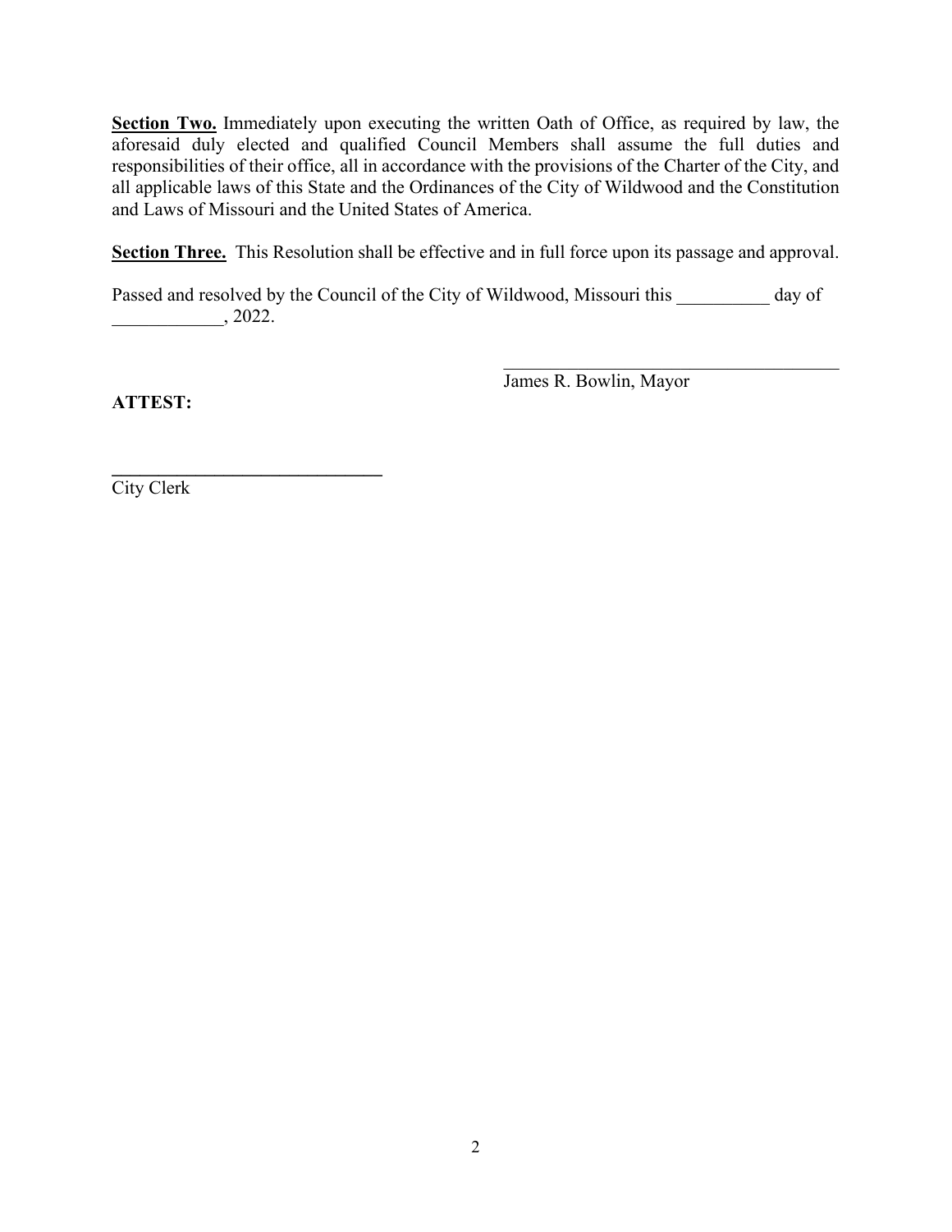**<u>Section Two.</u>** Immediately upon executing the written Oath of Office, as required by law, the aforesaid duly elected and qualified Council Members shall assume the full duties and responsibilities of their office, all in accordance with the provisions of the Charter of the City, and all applicable laws of this State and the Ordinances of the City of Wildwood and the Constitution and Laws of Missouri and the United States of America.

**<u>Section Three.</u>** This Resolution shall be effective and in full force upon its passage and approval.

Passed and resolved by the Council of the City of Wildwood, Missouri this __________ day of ____________, 2022.

_____________________________________
James R. Bowlin, Mayor

**ATTEST:**

______________________________
City Clerk